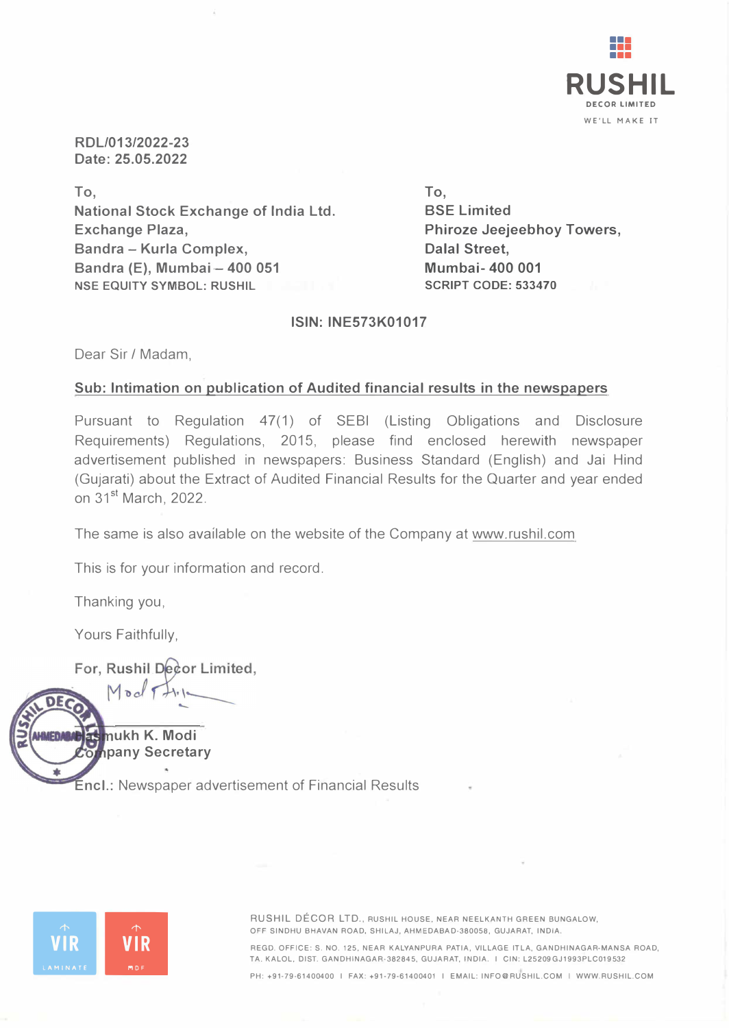**RUSHIL**
DECOR LIMITED
WE'LL MAKE IT

**RDL/013/2022-23**
**Date: 25.05.2022**

To,
**National Stock Exchange of India Ltd.**
**Exchange Plaza,**
**Bandra – Kurla Complex,**
**Bandra (E), Mumbai – 400 051**
**NSE EQUITY SYMBOL: RUSHIL**

To,
**BSE Limited**
**Phiroze Jeejeebhoy Towers,**
**Dalal Street,**
**Mumbai- 400 001**
**SCRIPT CODE: 533470**

**ISIN: INE573K01017**

Dear Sir / Madam,

**Sub: Intimation on publication of Audited financial results in the newspapers**

Pursuant to Regulation 47(1) of SEBI (Listing Obligations and Disclosure Requirements) Regulations, 2015, please find enclosed herewith newspaper advertisement published in newspapers: Business Standard (English) and Jai Hind (Gujarati) about the Extract of Audited Financial Results for the Quarter and year ended on 31st March, 2022.

The same is also available on the website of the Company at www.rushil.com

This is for your information and record.

Thanking you,

Yours Faithfully,

**For, Rushil Decor Limited,**

**Hasmukh K. Modi**
**Company Secretary**

Encl.: Newspaper advertisement of Financial Results

VIR LAMINATE | VIR MDF

RUSHIL DÉCOR LTD., RUSHIL HOUSE, NEAR NEELKANTH GREEN BUNGALOW, OFF SINDHU BHAVAN ROAD, SHILAJ, AHMEDABAD-380058, GUJARAT, INDIA.

REGD. OFFICE: S. NO. 125, NEAR KALYANPURA PATIA, VILLAGE ITLA, GANDHINAGAR-MANSA ROAD, TA. KALOL, DIST. GANDHINAGAR-382845, GUJARAT, INDIA. | CIN: L25209GJ1993PLC019532

PH: +91-79-61400400 | FAX: +91-79-61400401 | EMAIL: INFO@RUSHIL.COM | WWW.RUSHIL.COM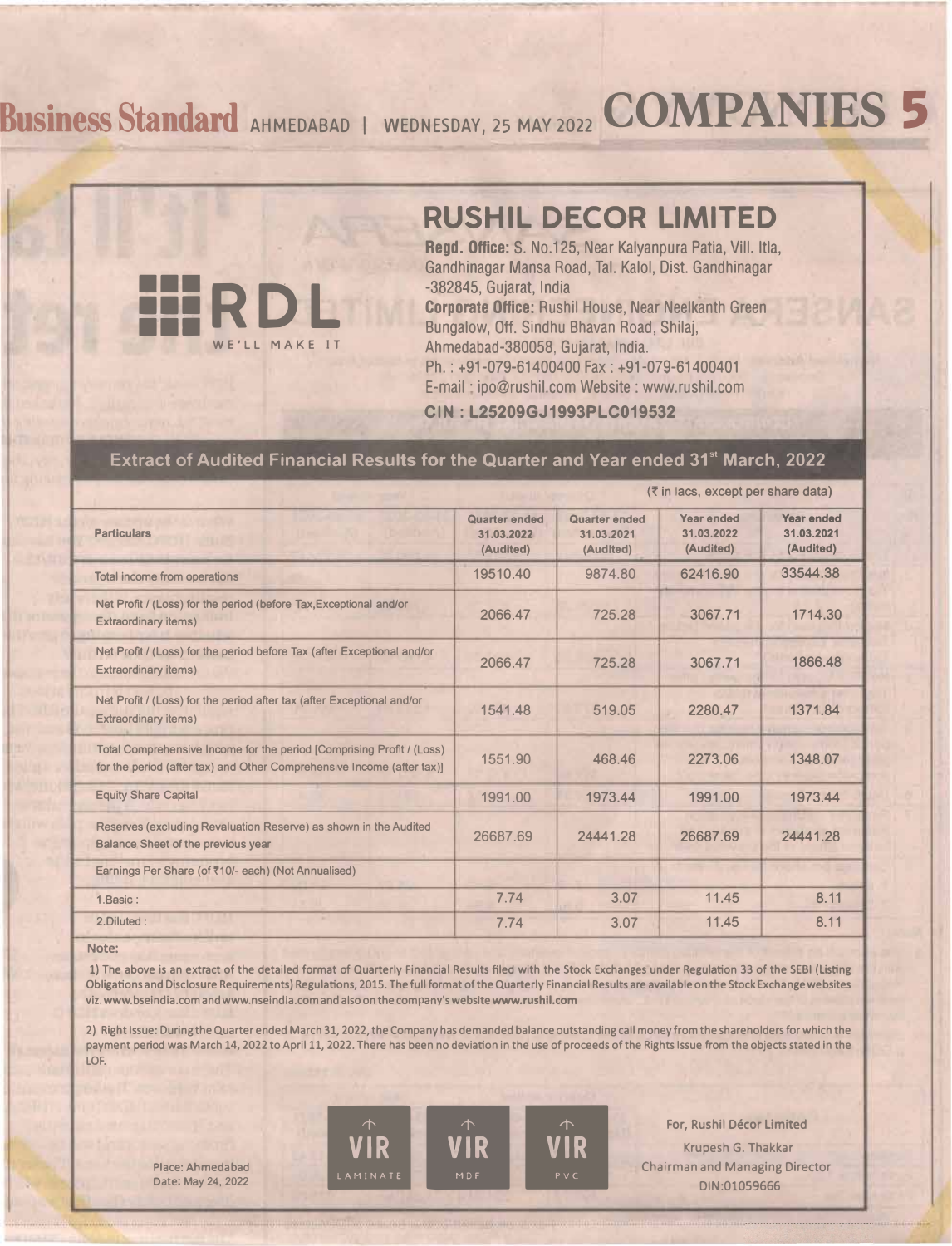# RUSHIL DECOR LIMITED

RDL
WE'LL MAKE IT

**Regd. Office:** S. No.125, Near Kalyanpura Patia, Vill. Itla, Gandhinagar Mansa Road, Tal. Kalol, Dist. Gandhinagar -382845, Gujarat, India
**Corporate Office:** Rushil House, Near Neelkanth Green Bungalow, Off. Sindhu Bhavan Road, Shilaj, Ahmedabad-380058, Gujarat, India.
Ph. : +91-079-61400400 Fax : +91-079-61400401
E-mail : ipo@rushil.com Website : www.rushil.com
**CIN : L25209GJ1993PLC019532**

## Extract of Audited Financial Results for the Quarter and Year ended 31st March, 2022

(₹ in lacs, except per share data)

| Particulars | Quarter ended 31.03.2022 (Audited) | Quarter ended 31.03.2021 (Audited) | Year ended 31.03.2022 (Audited) | Year ended 31.03.2021 (Audited) |
|---|---|---|---|---|
| Total income from operations | 19510.40 | 9874.80 | 62416.90 | 33544.38 |
| Net Profit / (Loss) for the period (before Tax,Exceptional and/or Extraordinary items) | 2066.47 | 725.28 | 3067.71 | 1714.30 |
| Net Profit / (Loss) for the period before Tax (after Exceptional and/or Extraordinary items) | 2066.47 | 725.28 | 3067.71 | 1866.48 |
| Net Profit / (Loss) for the period after tax (after Exceptional and/or Extraordinary items) | 1541.48 | 519.05 | 2280.47 | 1371.84 |
| Total Comprehensive Income for the period [Comprising Profit / (Loss) for the period (after tax) and Other Comprehensive Income (after tax)] | 1551.90 | 468.46 | 2273.06 | 1348.07 |
| Equity Share Capital | 1991.00 | 1973.44 | 1991.00 | 1973.44 |
| Reserves (excluding Revaluation Reserve) as shown in the Audited Balance Sheet of the previous year | 26687.69 | 24441.28 | 26687.69 | 24441.28 |
| Earnings Per Share (of ₹10/- each) (Not Annualised) | | | | |
| 1.Basic : | 7.74 | 3.07 | 11.45 | 8.11 |
| 2.Diluted : | 7.74 | 3.07 | 11.45 | 8.11 |

**Note:**

1) The above is an extract of the detailed format of Quarterly Financial Results filed with the Stock Exchanges under Regulation 33 of the SEBI (Listing Obligations and Disclosure Requirements) Regulations, 2015. The full format of the Quarterly Financial Results are available on the Stock Exchange websites viz. www.bseindia.com and www.nseindia.com and also on the company's website **www.rushil.com**

2) Right Issue: During the Quarter ended March 31, 2022, the Company has demanded balance outstanding call money from the shareholders for which the payment period was March 14, 2022 to April 11, 2022. There has been no deviation in the use of proceeds of the Rights Issue from the objects stated in the LOF.

VIR LAMINATE | VIR MDF | VIR PVC

Place: Ahmedabad
Date: May 24, 2022

For, Rushil Décor Limited
Krupesh G. Thakkar
Chairman and Managing Director
DIN:01059666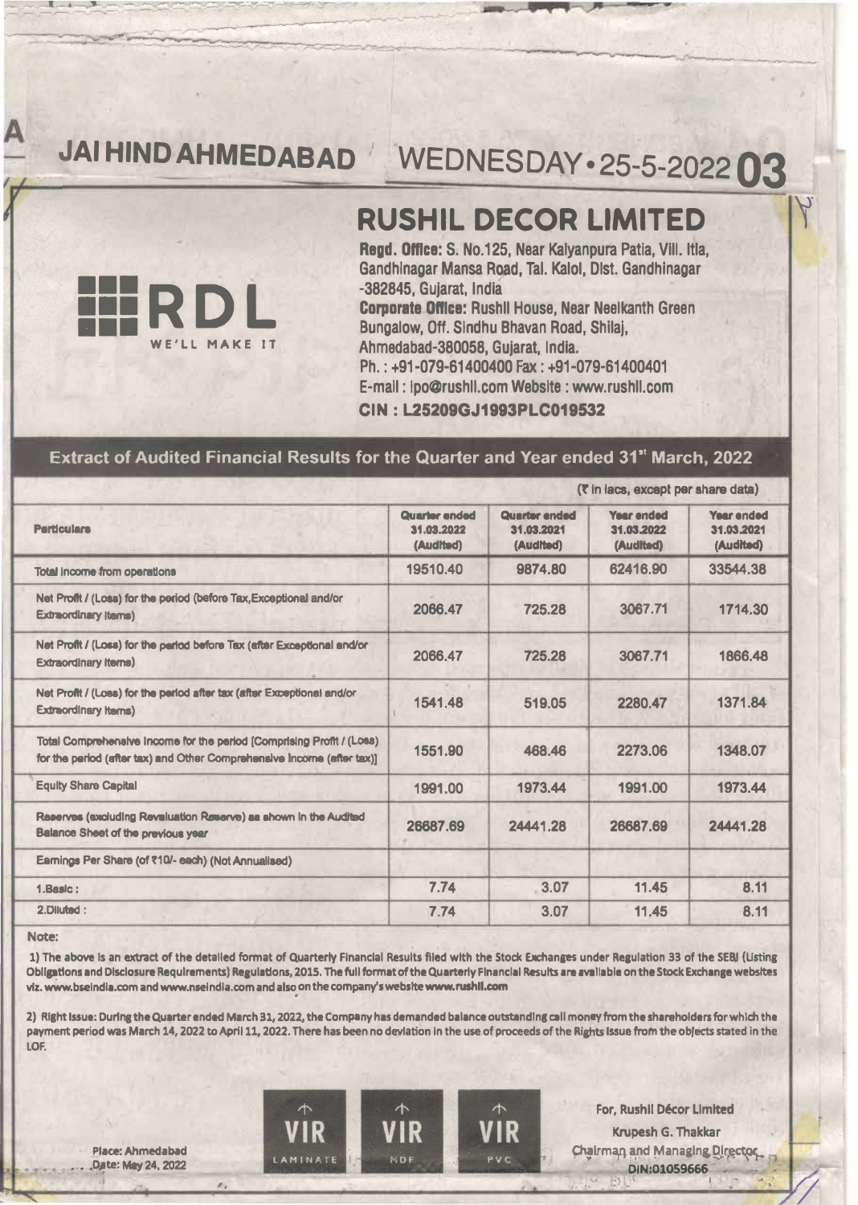JAI HIND AHMEDABAD WEDNESDAY • 25-5-2022

# RUSHIL DECOR LIMITED

RDL
WE'LL MAKE IT

**Regd. Office:** S. No.125, Near Kalyanpura Patia, Vill. Itla, Gandhinagar Mansa Road, Tal. Kalol, Dist. Gandhinagar -382845, Gujarat, India
**Corporate Office:** Rushil House, Near Neelkanth Green Bungalow, Off. Sindhu Bhavan Road, Shilaj, Ahmedabad-380058, Gujarat, India.
Ph.: +91-079-61400400 Fax: +91-079-61400401
E-mail: ipo@rushil.com Website: www.rushil.com
**CIN : L25209GJ1993PLC019532**

## Extract of Audited Financial Results for the Quarter and Year ended 31st March, 2022

(₹ in lacs, except per share data)

| Particulars | Quarter ended 31.03.2022 (Audited) | Quarter ended 31.03.2021 (Audited) | Year ended 31.03.2022 (Audited) | Year ended 31.03.2021 (Audited) |
|---|---|---|---|---|
| Total income from operations | 19510.40 | 9874.80 | 62416.90 | 33544.38 |
| Net Profit / (Loss) for the period (before Tax, Exceptional and/or Extraordinary items) | 2066.47 | 725.28 | 3067.71 | 1714.30 |
| Net Profit / (Loss) for the period before Tax (after Exceptional and/or Extraordinary items) | 2066.47 | 725.28 | 3067.71 | 1866.48 |
| Net Profit / (Loss) for the period after tax (after Exceptional and/or Extraordinary items) | 1541.48 | 519.05 | 2280.47 | 1371.84 |
| Total Comprehensive Income for the period [Comprising Profit / (Loss) for the period (after tax) and Other Comprehensive Income (after tax)] | 1551.90 | 468.46 | 2273.06 | 1348.07 |
| Equity Share Capital | 1991.00 | 1973.44 | 1991.00 | 1973.44 |
| Reserves (excluding Revaluation Reserve) as shown in the Audited Balance Sheet of the previous year | 26687.69 | 24441.28 | 26687.69 | 24441.28 |
| Earnings Per Share (of ₹10/- each) (Not Annualised) | | | | |
| 1.Basic : | 7.74 | 3.07 | 11.45 | 8.11 |
| 2.Diluted : | 7.74 | 3.07 | 11.45 | 8.11 |

**Note:**

1) The above is an extract of the detailed format of Quarterly Financial Results filed with the Stock Exchanges under Regulation 33 of the SEBI (Listing Obligations and Disclosure Requirements) Regulations, 2015. The full format of the Quarterly Financial Results are available on the Stock Exchange websites viz. www.bseindia.com and www.nseindia.com and also on the company's website www.rushil.com

2) Right Issue: During the Quarter ended March 31, 2022, the Company has demanded balance outstanding call money from the shareholders for which the payment period was March 14, 2022 to April 11, 2022. There has been no deviation in the use of proceeds of the Rights Issue from the objects stated in the LOF.

VIR LAMINATE | VIR MDF | VIR PVC

Place: Ahmedabad
Date: May 24, 2022

For, Rushil Décor Limited
Krupesh G. Thakkar
Chairman and Managing Director
DIN:01059666